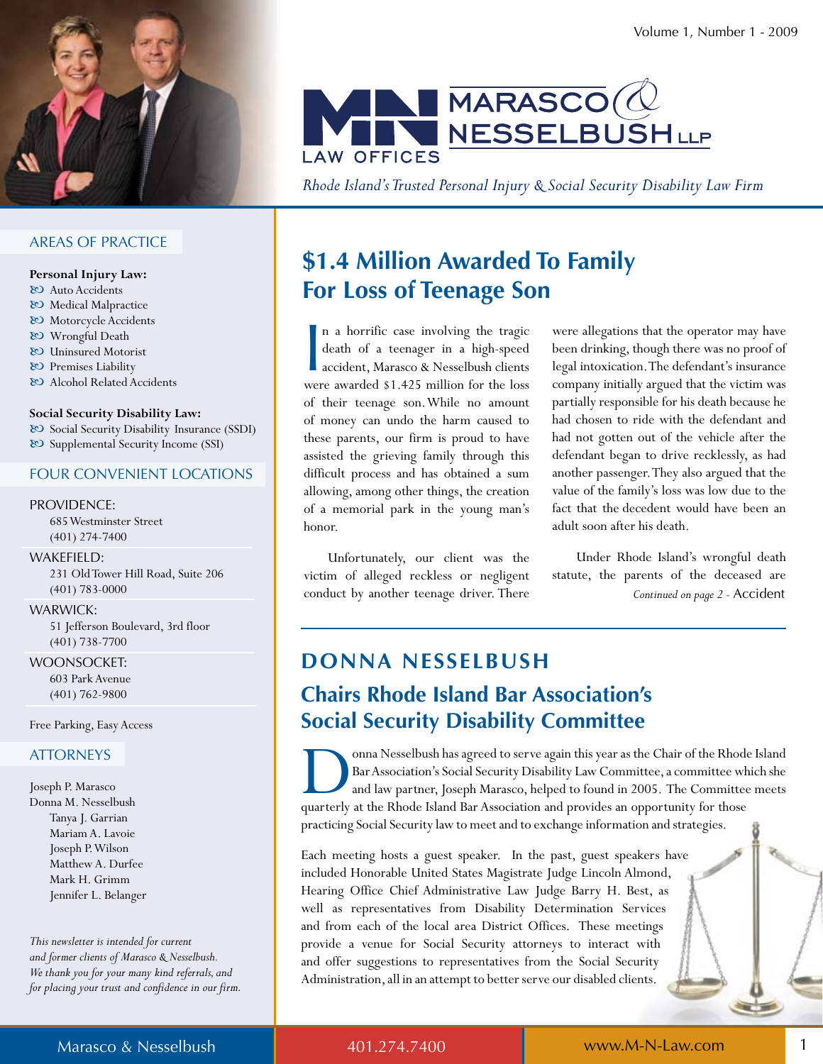# MARASCO & NESSELBUSH LLP

LAW OFFICES

*Rhode Island's Trusted Personal Injury & Social Security Disability Law Firm*

## AREAS OF PRACTICE

**Personal Injury Law:**

- Auto Accidents
- Medical Malpractice
- Motorcycle Accidents
- Wrongful Death
- Uninsured Motorist
- Premises Liability
- Alcohol Related Accidents

**Social Security Disability Law:**

- Social Security Disability Insurance (SSDI)
- Supplemental Security Income (SSI)

## FOUR CONVENIENT LOCATIONS

PROVIDENCE:
685 Westminster Street
(401) 274-7400

WAKEFIELD:
231 Old Tower Hill Road, Suite 206
(401) 783-0000

WARWICK:
51 Jefferson Boulevard, 3rd floor
(401) 738-7700

WOONSOCKET:
603 Park Avenue
(401) 762-9800

Free Parking, Easy Access

## ATTORNEYS

Joseph P. Marasco
Donna M. Nesselbush
Tanya J. Garrian
Mariam A. Lavoie
Joseph P. Wilson
Matthew A. Durfee
Mark H. Grimm
Jennifer L. Belanger

*This newsletter is intended for current and former clients of Marasco & Nesselbush. We thank you for your many kind referrals, and for placing your trust and confidence in our firm.*

## $1.4 Million Awarded To Family For Loss of Teenage Son

In a horrific case involving the tragic death of a teenager in a high-speed accident, Marasco & Nesselbush clients were awarded $1.425 million for the loss of their teenage son. While no amount of money can undo the harm caused to these parents, our firm is proud to have assisted the grieving family through this difficult process and has obtained a sum allowing, among other things, the creation of a memorial park in the young man's honor.

Unfortunately, our client was the victim of alleged reckless or negligent conduct by another teenage driver. There were allegations that the operator may have been drinking, though there was no proof of legal intoxication. The defendant's insurance company initially argued that the victim was partially responsible for his death because he had chosen to ride with the defendant and had not gotten out of the vehicle after the defendant began to drive recklessly, as had another passenger. They also argued that the value of the family's loss was low due to the fact that the decedent would have been an adult soon after his death.

Under Rhode Island's wrongful death statute, the parents of the deceased are

*Continued on page 2 -* Accident

## DONNA NESSELBUSH

### Chairs Rhode Island Bar Association's Social Security Disability Committee

Donna Nesselbush has agreed to serve again this year as the Chair of the Rhode Island Bar Association's Social Security Disability Law Committee, a committee which she and law partner, Joseph Marasco, helped to found in 2005. The Committee meets quarterly at the Rhode Island Bar Association and provides an opportunity for those practicing Social Security law to meet and to exchange information and strategies.

Each meeting hosts a guest speaker. In the past, guest speakers have included Honorable United States Magistrate Judge Lincoln Almond, Hearing Office Chief Administrative Law Judge Barry H. Best, as well as representatives from Disability Determination Services and from each of the local area District Offices. These meetings provide a venue for Social Security attorneys to interact with and offer suggestions to representatives from the Social Security Administration, all in an attempt to better serve our disabled clients.

Marasco & Nesselbush | 401.274.7400 | www.M-N-Law.com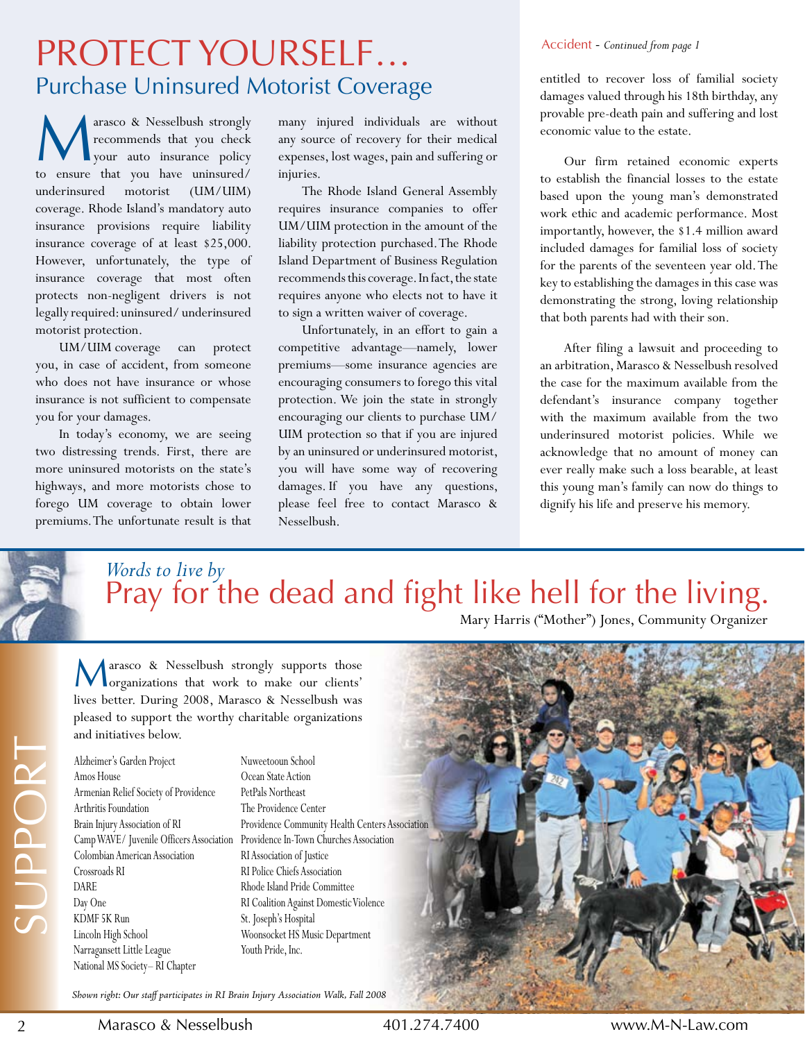# PROTECT YOURSELF...

## Purchase Uninsured Motorist Coverage

Marasco & Nesselbush strongly recommends that you check your auto insurance policy to ensure that you have uninsured/ underinsured motorist (UM/UIM) coverage. Rhode Island's mandatory auto insurance provisions require liability insurance coverage of at least $25,000. However, unfortunately, the type of insurance coverage that most often protects non-negligent drivers is not legally required: uninsured/ underinsured motorist protection.

UM/UIM coverage can protect you, in case of accident, from someone who does not have insurance or whose insurance is not sufficient to compensate you for your damages.

In today's economy, we are seeing two distressing trends. First, there are more uninsured motorists on the state's highways, and more motorists chose to forego UM coverage to obtain lower premiums. The unfortunate result is that many injured individuals are without any source of recovery for their medical expenses, lost wages, pain and suffering or injuries.

The Rhode Island General Assembly requires insurance companies to offer UM/UIM protection in the amount of the liability protection purchased. The Rhode Island Department of Business Regulation recommends this coverage. In fact, the state requires anyone who elects not to have it to sign a written waiver of coverage.

Unfortunately, in an effort to gain a competitive advantage—namely, lower premiums—some insurance agencies are encouraging consumers to forego this vital protection. We join the state in strongly encouraging our clients to purchase UM/ UIM protection so that if you are injured by an uninsured or underinsured motorist, you will have some way of recovering damages. If you have any questions, please feel free to contact Marasco & Nesselbush.

Accident - *Continued from page 1*

entitled to recover loss of familial society damages valued through his 18th birthday, any provable pre-death pain and suffering and lost economic value to the estate.

Our firm retained economic experts to establish the financial losses to the estate based upon the young man's demonstrated work ethic and academic performance. Most importantly, however, the $1.4 million award included damages for familial loss of society for the parents of the seventeen year old. The key to establishing the damages in this case was demonstrating the strong, loving relationship that both parents had with their son.

After filing a lawsuit and proceeding to an arbitration, Marasco & Nesselbush resolved the case for the maximum available from the defendant's insurance company together with the maximum available from the two underinsured motorist policies. While we acknowledge that no amount of money can ever really make such a loss bearable, at least this young man's family can now do things to dignify his life and preserve his memory.

*Words to live by*

## Pray for the dead and fight like hell for the living.

Mary Harris ("Mother") Jones, Community Organizer

# SUPPORT

Marasco & Nesselbush strongly supports those organizations that work to make our clients' lives better. During 2008, Marasco & Nesselbush was pleased to support the worthy charitable organizations and initiatives below.

- Alzheimer's Garden Project
- Amos House
- Armenian Relief Society of Providence
- Arthritis Foundation
- Brain Injury Association of RI
- Camp WAVE/ Juvenile Officers Association
- Colombian American Association
- Crossroads RI
- DARE
- Day One
- KDMF 5K Run
- Lincoln High School
- Narragansett Little League
- National MS Society– RI Chapter
- Nuweetooun School
- Ocean State Action
- PetPals Northeast
- The Providence Center
- Providence Community Health Centers Association
- Providence In-Town Churches Association
- RI Association of Justice
- RI Police Chiefs Association
- Rhode Island Pride Committee
- RI Coalition Against Domestic Violence
- St. Joseph's Hospital
- Woonsocket HS Music Department
- Youth Pride, Inc.

*Shown right: Our staff participates in RI Brain Injury Association Walk, Fall 2008*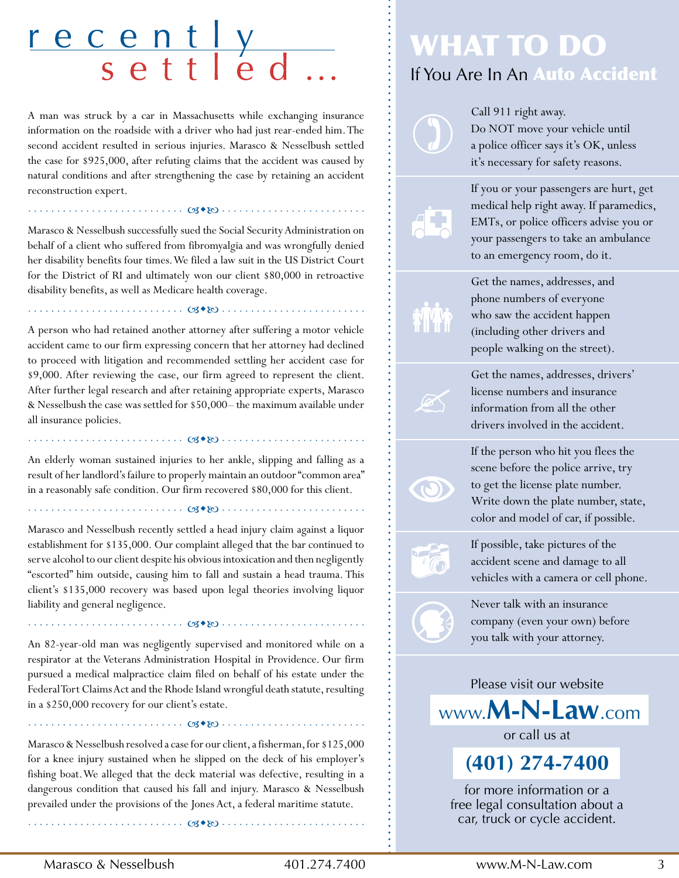# recently settled...

A man was struck by a car in Massachusetts while exchanging insurance information on the roadside with a driver who had just rear-ended him. The second accident resulted in serious injuries. Marasco & Nesselbush settled the case for $925,000, after refuting claims that the accident was caused by natural conditions and after strengthening the case by retaining an accident reconstruction expert.

---

Marasco & Nesselbush successfully sued the Social Security Administration on behalf of a client who suffered from fibromyalgia and was wrongfully denied her disability benefits four times. We filed a law suit in the US District Court for the District of RI and ultimately won our client $80,000 in retroactive disability benefits, as well as Medicare health coverage.

---

A person who had retained another attorney after suffering a motor vehicle accident came to our firm expressing concern that her attorney had declined to proceed with litigation and recommended settling her accident case for $9,000. After reviewing the case, our firm agreed to represent the client. After further legal research and after retaining appropriate experts, Marasco & Nesselbush the case was settled for $50,000– the maximum available under all insurance policies.

---

An elderly woman sustained injuries to her ankle, slipping and falling as a result of her landlord's failure to properly maintain an outdoor "common area" in a reasonably safe condition. Our firm recovered $80,000 for this client.

---

Marasco and Nesselbush recently settled a head injury claim against a liquor establishment for $135,000. Our complaint alleged that the bar continued to serve alcohol to our client despite his obvious intoxication and then negligently "escorted" him outside, causing him to fall and sustain a head trauma. This client's $135,000 recovery was based upon legal theories involving liquor liability and general negligence.

---

An 82-year-old man was negligently supervised and monitored while on a respirator at the Veterans Administration Hospital in Providence. Our firm pursued a medical malpractice claim filed on behalf of his estate under the Federal Tort Claims Act and the Rhode Island wrongful death statute, resulting in a $250,000 recovery for our client's estate.

---

Marasco & Nesselbush resolved a case for our client, a fisherman, for $125,000 for a knee injury sustained when he slipped on the deck of his employer's fishing boat. We alleged that the deck material was defective, resulting in a dangerous condition that caused his fall and injury. Marasco & Nesselbush prevailed under the provisions of the Jones Act, a federal maritime statute.

---

# WHAT TO DO

## If You Are In An Auto Accident

- Call 911 right away. Do NOT move your vehicle until a police officer says it's OK, unless it's necessary for safety reasons.
- If you or your passengers are hurt, get medical help right away. If paramedics, EMTs, or police officers advise you or your passengers to take an ambulance to an emergency room, do it.
- Get the names, addresses, and phone numbers of everyone who saw the accident happen (including other drivers and people walking on the street).
- Get the names, addresses, drivers' license numbers and insurance information from all the other drivers involved in the accident.
- If the person who hit you flees the scene before the police arrive, try to get the license plate number. Write down the plate number, state, color and model of car, if possible.
- If possible, take pictures of the accident scene and damage to all vehicles with a camera or cell phone.
- Never talk with an insurance company (even your own) before you talk with your attorney.

Please visit our website

**www.M-N-Law.com**

or call us at

**(401) 274-7400**

for more information or a free legal consultation about a car, truck or cycle accident.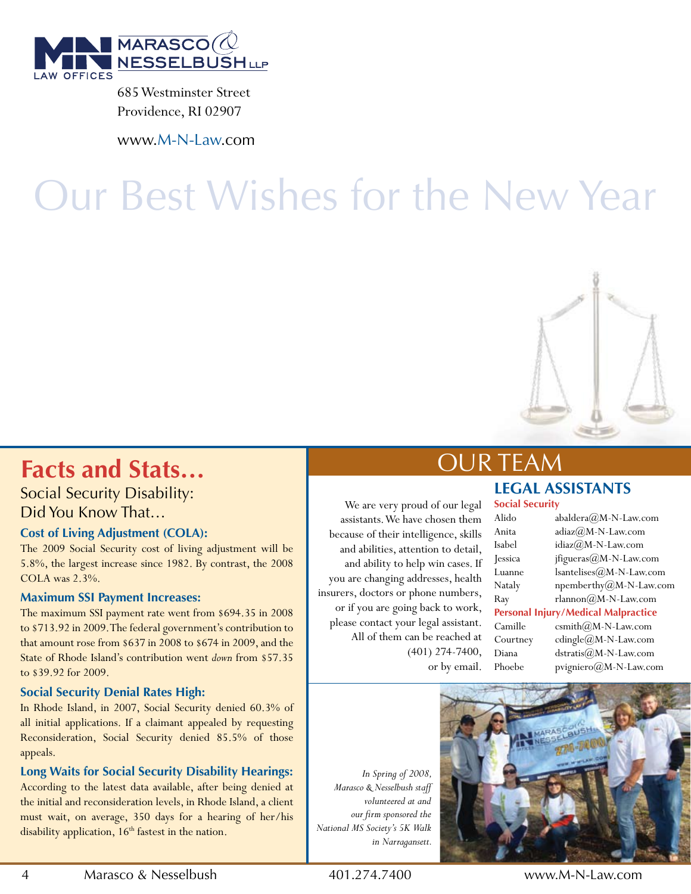MARASCO & NESSELBUSH LLP
LAW OFFICES

685 Westminster Street
Providence, RI 02907

www.M-N-Law.com

# Our Best Wishes for the New Year

## Facts and Stats…

### Social Security Disability: Did You Know That…

**Cost of Living Adjustment (COLA):**
The 2009 Social Security cost of living adjustment will be 5.8%, the largest increase since 1982. By contrast, the 2008 COLA was 2.3%.

**Maximum SSI Payment Increases:**
The maximum SSI payment rate went from $694.35 in 2008 to $713.92 in 2009. The federal government's contribution to that amount rose from $637 in 2008 to $674 in 2009, and the State of Rhode Island's contribution went *down* from $57.35 to $39.92 for 2009.

**Social Security Denial Rates High:**
In Rhode Island, in 2007, Social Security denied 60.3% of all initial applications. If a claimant appealed by requesting Reconsideration, Social Security denied 85.5% of those appeals.

**Long Waits for Social Security Disability Hearings:**
According to the latest data available, after being denied at the initial and reconsideration levels, in Rhode Island, a client must wait, on average, 350 days for a hearing of her/his disability application, 16th fastest in the nation.

## OUR TEAM

We are very proud of our legal assistants. We have chosen them because of their intelligence, skills and abilities, attention to detail, and ability to help win cases. If you are changing addresses, health insurers, doctors or phone numbers, or if you are going back to work, please contact your legal assistant. All of them can be reached at (401) 274-7400, or by email.

### LEGAL ASSISTANTS

**Social Security**

| | |
|---|---|
| Alido | abaldera@M-N-Law.com |
| Anita | adiaz@M-N-Law.com |
| Isabel | idiaz@M-N-Law.com |
| Jessica | jfigueras@M-N-Law.com |
| Luanne | lsantelises@M-N-Law.com |
| Nataly | npemberthy@M-N-Law.com |
| Ray | rlannon@M-N-Law.com |

**Personal Injury/Medical Malpractice**

| | |
|---|---|
| Camille | csmith@M-N-Law.com |
| Courtney | cdingle@M-N-Law.com |
| Diana | dstratis@M-N-Law.com |
| Phoebe | pvigniero@M-N-Law.com |

*In Spring of 2008, Marasco & Nesselbush staff volunteered at and our firm sponsored the National MS Society's 5K Walk in Narragansett.*